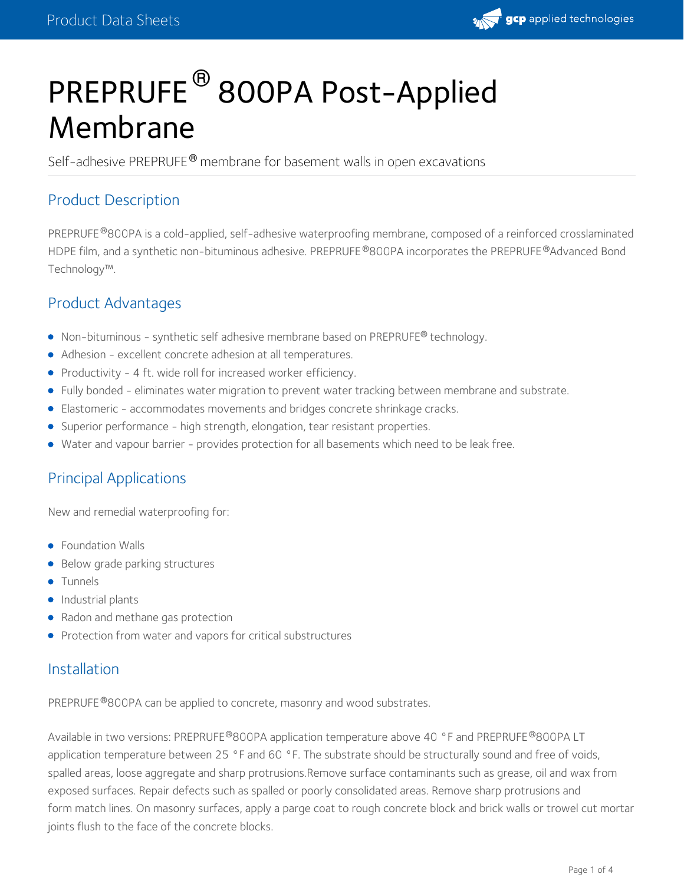# PREPRUFE® 800PA Post-Applied Membrane

Self-adhesive PREPRUFE® membrane for basement walls in open excavations

## Product Description

PREPRUFE®800PA is a cold-applied, self-adhesive waterproofing membrane, composed of a reinforced crosslaminated HDPE film, and a synthetic non-bituminous adhesive. PREPRUFE®800PA incorporates the PREPRUFE®Advanced Bond Technology™.

## Product Advantages

- Non-bituminous - synthetic self adhesive membrane based on PREPRUFE® technology.
- Adhesion - excellent concrete adhesion at all temperatures.
- Productivity - 4 ft. wide roll for increased worker efficiency.
- Fully bonded - eliminates water migration to prevent water tracking between membrane and substrate.
- Elastomeric - accommodates movements and bridges concrete shrinkage cracks.
- Superior performance - high strength, elongation, tear resistant properties.
- Water and vapour barrier - provides protection for all basements which need to be leak free.

## Principal Applications

New and remedial waterproofing for:

- Foundation Walls
- Below grade parking structures
- Tunnels
- Industrial plants
- Radon and methane gas protection
- Protection from water and vapors for critical substructures

## Installation

PREPRUFE®800PA can be applied to concrete, masonry and wood substrates.

Available in two versions: PREPRUFE®800PA application temperature above 40 °F and PREPRUFE®800PA LT application temperature between 25 °F and 60 °F. The substrate should be structurally sound and free of voids, spalled areas, loose aggregate and sharp protrusions.Remove surface contaminants such as grease, oil and wax from exposed surfaces. Repair defects such as spalled or poorly consolidated areas. Remove sharp protrusions and form match lines. On masonry surfaces, apply a parge coat to rough concrete block and brick walls or trowel cut mortar joints flush to the face of the concrete blocks.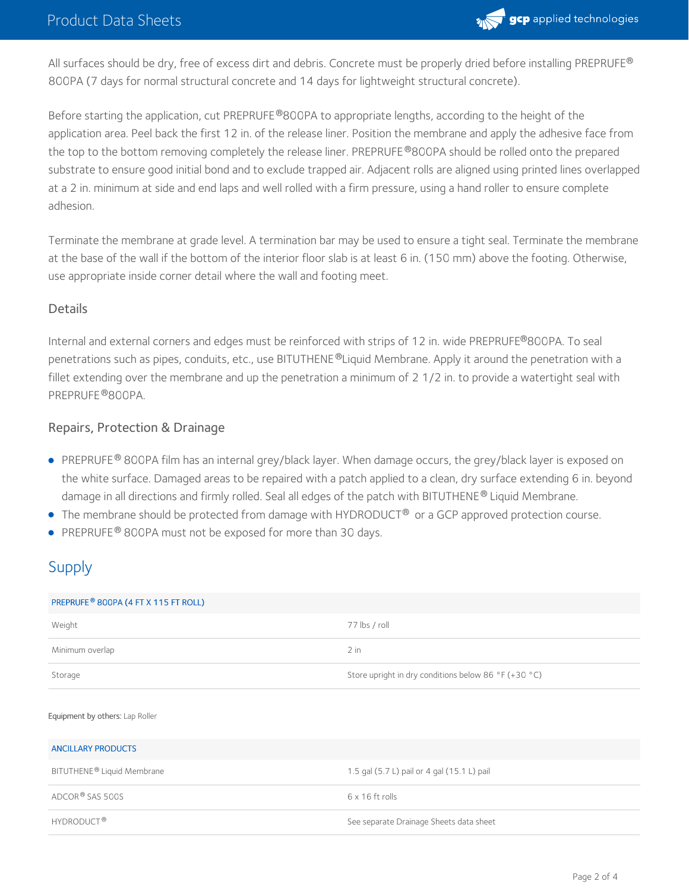All surfaces should be dry, free of excess dirt and debris. Concrete must be properly dried before installing PREPRUFE® 800PA (7 days for normal structural concrete and 14 days for lightweight structural concrete).

Before starting the application, cut PREPRUFE®800PA to appropriate lengths, according to the height of the application area. Peel back the first 12 in. of the release liner. Position the membrane and apply the adhesive face from the top to the bottom removing completely the release liner. PREPRUFE®800PA should be rolled onto the prepared substrate to ensure good initial bond and to exclude trapped air. Adjacent rolls are aligned using printed lines overlapped at a 2 in. minimum at side and end laps and well rolled with a firm pressure, using a hand roller to ensure complete adhesion.

Terminate the membrane at grade level. A termination bar may be used to ensure a tight seal. Terminate the membrane at the base of the wall if the bottom of the interior floor slab is at least 6 in. (150 mm) above the footing. Otherwise, use appropriate inside corner detail where the wall and footing meet.

### Details

Internal and external corners and edges must be reinforced with strips of 12 in. wide PREPRUFE®800PA. To seal penetrations such as pipes, conduits, etc., use BITUTHENE®Liquid Membrane. Apply it around the penetration with a fillet extending over the membrane and up the penetration a minimum of 2 1/2 in. to provide a watertight seal with PREPRUFE®800PA.

### Repairs, Protection & Drainage

- PREPRUFE® 800PA film has an internal grey/black layer. When damage occurs, the grey/black layer is exposed on the white surface. Damaged areas to be repaired with a patch applied to a clean, dry surface extending 6 in. beyond damage in all directions and firmly rolled. Seal all edges of the patch with BITUTHENE® Liquid Membrane.
- The membrane should be protected from damage with HYDRODUCT® or a GCP approved protection course.
- PREPRUFE® 800PA must not be exposed for more than 30 days.

## Supply

| PREPRUFE® 800PA (4 FT X 115 FT ROLL) | |
|---|---|
| Weight | 77 lbs / roll |
| Minimum overlap | 2 in |
| Storage | Store upright in dry conditions below 86 °F (+30 °C) |

**Equipment by others:** Lap Roller

| ANCILLARY PRODUCTS | |
|---|---|
| BITUTHENE® Liquid Membrane | 1.5 gal (5.7 L) pail or 4 gal (15.1 L) pail |
| ADCOR® SAS 500S | 6 x 16 ft rolls |
| HYDRODUCT® | See separate Drainage Sheets data sheet |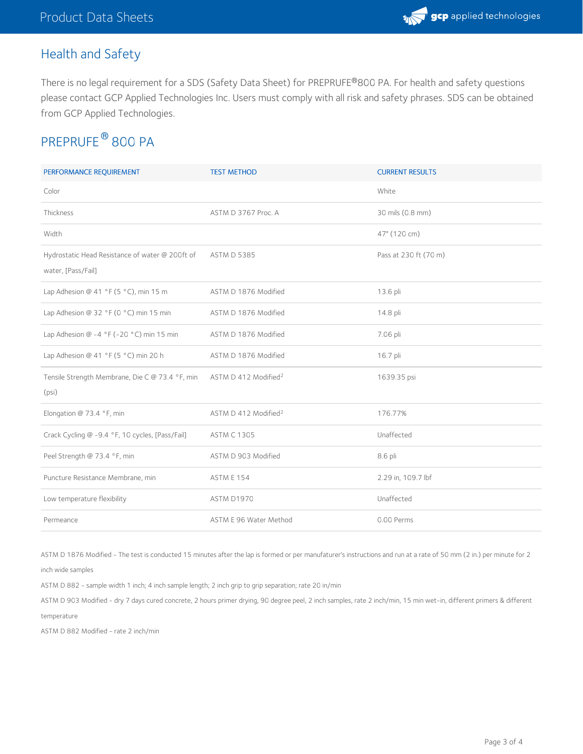## Health and Safety

There is no legal requirement for a SDS (Safety Data Sheet) for PREPRUFE®800 PA. For health and safety questions please contact GCP Applied Technologies Inc. Users must comply with all risk and safety phrases. SDS can be obtained from GCP Applied Technologies.

## PREPRUFE® 800 PA

| PERFORMANCE REQUIREMENT | TEST METHOD | CURRENT RESULTS |
|---|---|---|
| Color | | White |
| Thickness | ASTM D 3767 Proc. A | 30 mils (0.8 mm) |
| Width | | 47" (120 cm) |
| Hydrostatic Head Resistance of water @ 200ft of water, [Pass/Fail] | ASTM D 5385 | Pass at 230 ft (70 m) |
| Lap Adhesion @ 41 °F (5 °C), min 15 m | ASTM D 1876 Modified | 13.6 pli |
| Lap Adhesion @ 32 °F (0 °C) min 15 min | ASTM D 1876 Modified | 14.8 pli |
| Lap Adhesion @ -4 °F (-20 °C) min 15 min | ASTM D 1876 Modified | 7.06 pli |
| Lap Adhesion @ 41 °F (5 °C) min 20 h | ASTM D 1876 Modified | 16.7 pli |
| Tensile Strength Membrane, Die C @ 73.4 °F, min (psi) | ASTM D 412 Modified[2] | 1639.35 psi |
| Elongation @ 73.4 °F, min | ASTM D 412 Modified[2] | 176.77% |
| Crack Cycling @ -9.4 °F, 10 cycles, [Pass/Fail] | ASTM C 1305 | Unaffected |
| Peel Strength @ 73.4 °F, min | ASTM D 903 Modified | 8.6 pli |
| Puncture Resistance Membrane, min | ASTM E 154 | 2.29 in, 109.7 lbf |
| Low temperature flexibility | ASTM D1970 | Unaffected |
| Permeance | ASTM E 96 Water Method | 0.00 Perms |

ASTM D 1876 Modified - The test is conducted 15 minutes after the lap is formed or per manufaturer's instructions and run at a rate of 50 mm (2 in.) per minute for 2 inch wide samples

ASTM D 882 - sample width 1 inch; 4 inch sample length; 2 inch grip to grip separation; rate 20 in/min

ASTM D 903 Modified - dry 7 days cured concrete, 2 hours primer drying, 90 degree peel, 2 inch samples, rate 2 inch/min, 15 min wet-in, different primers & different temperature

ASTM D 882 Modified - rate 2 inch/min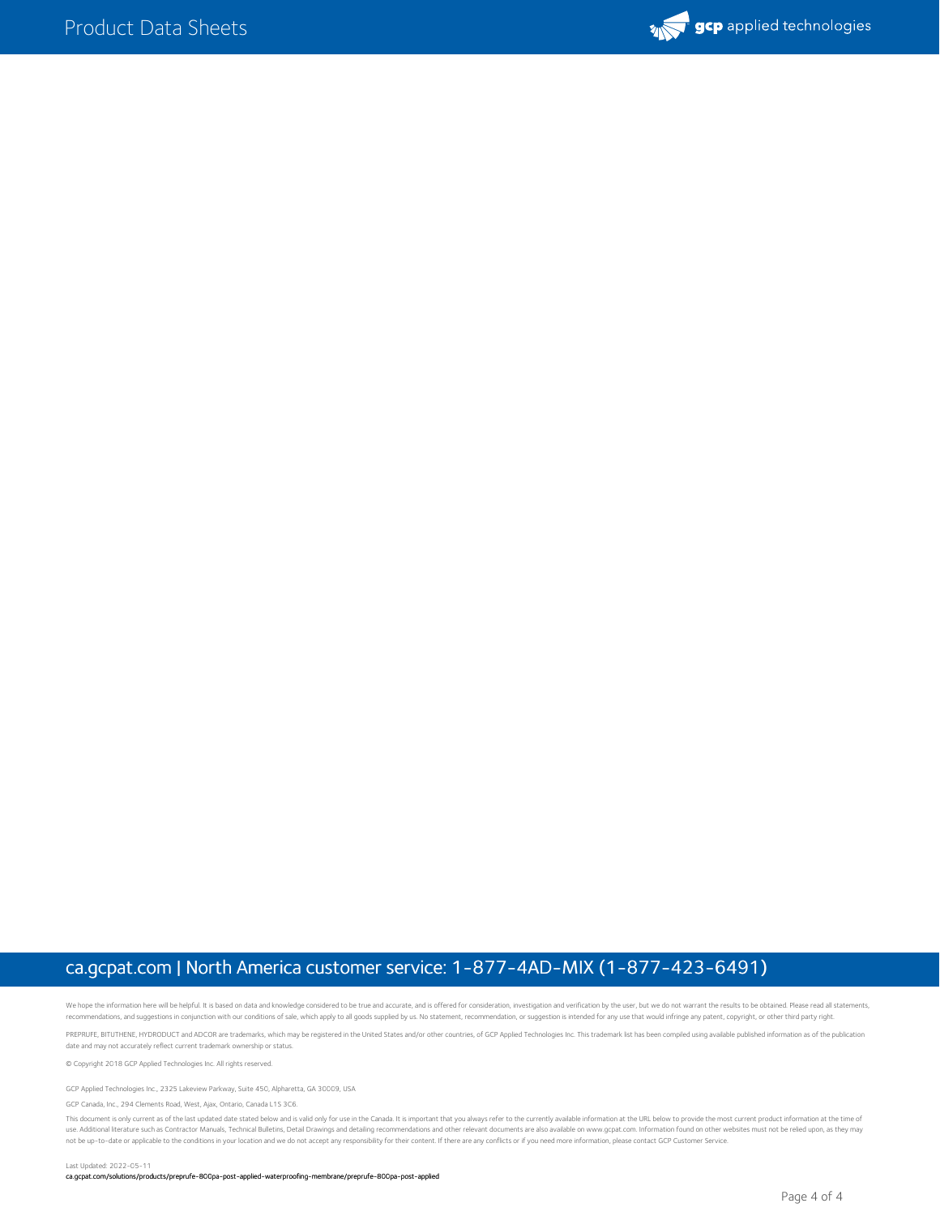ca.gcpat.com | North America customer service: 1-877-4AD-MIX (1-877-423-6491)

We hope the information here will be helpful. It is based on data and knowledge considered to be true and accurate, and is offered for consideration, investigation and verification by the user, but we do not warrant the results to be obtained. Please read all statements, recommendations, and suggestions in conjunction with our conditions of sale, which apply to all goods supplied by us. No statement, recommendation, or suggestion is intended for any use that would infringe any patent, copyright, or other third party right.

PREPRUFE, BITUTHENE, HYDRODUCT and ADCOR are trademarks, which may be registered in the United States and/or other countries, of GCP Applied Technologies Inc. This trademark list has been compiled using available published information as of the publication date and may not accurately reflect current trademark ownership or status.

© Copyright 2018 GCP Applied Technologies Inc. All rights reserved.

GCP Applied Technologies Inc., 2325 Lakeview Parkway, Suite 450, Alpharetta, GA 30009, USA

GCP Canada, Inc., 294 Clements Road, West, Ajax, Ontario, Canada L1S 3C6.

This document is only current as of the last updated date stated below and is valid only for use in the Canada. It is important that you always refer to the currently available information at the URL below to provide the most current product information at the time of use. Additional literature such as Contractor Manuals, Technical Bulletins, Detail Drawings and detailing recommendations and other relevant documents are also available on www.gcpat.com. Information found on other websites must not be relied upon, as they may not be up-to-date or applicable to the conditions in your location and we do not accept any responsibility for their content. If there are any conflicts or if you need more information, please contact GCP Customer Service.

Last Updated: 2022-05-11

ca.gcpat.com/solutions/products/preprufe-800pa-post-applied-waterproofing-membrane/preprufe-800pa-post-applied